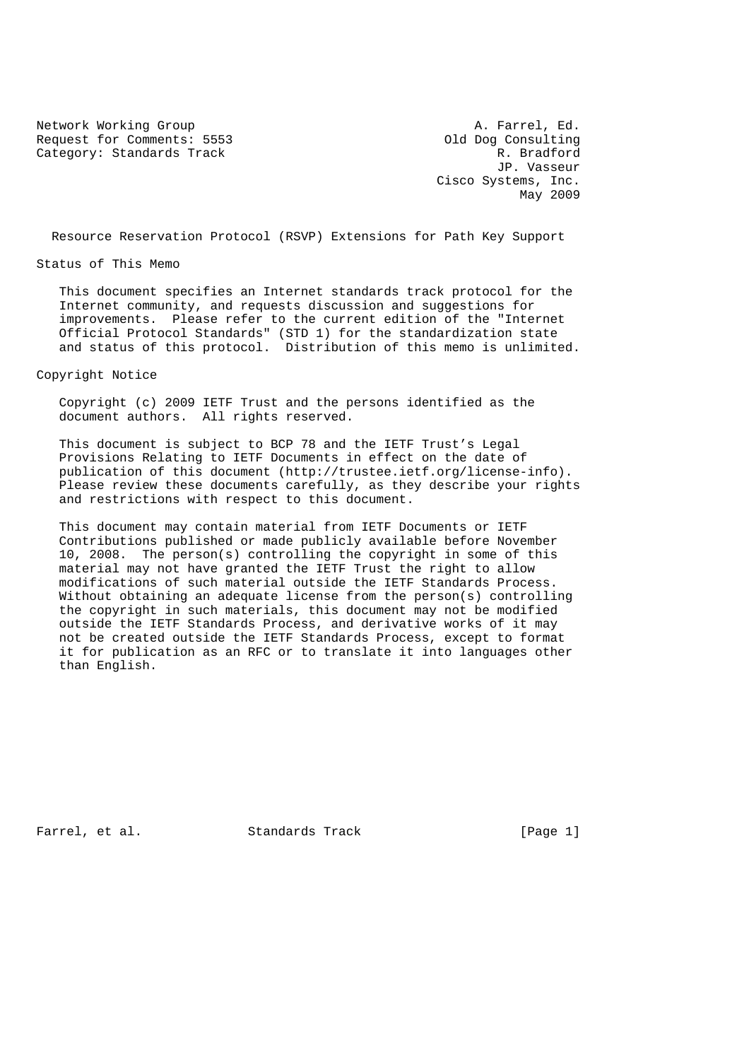Network Working Group A. Farrel, Ed.
Request for Comments: 5553 Old Dog Consulting
Category: Standards Track R. Bradford
JP. Vasseur
Cisco Systems, Inc.
May 2009

# Resource Reservation Protocol (RSVP) Extensions for Path Key Support

## Status of This Memo

This document specifies an Internet standards track protocol for the Internet community, and requests discussion and suggestions for improvements. Please refer to the current edition of the "Internet Official Protocol Standards" (STD 1) for the standardization state and status of this protocol. Distribution of this memo is unlimited.

## Copyright Notice

Copyright (c) 2009 IETF Trust and the persons identified as the document authors. All rights reserved.

This document is subject to BCP 78 and the IETF Trust's Legal Provisions Relating to IETF Documents in effect on the date of publication of this document (http://trustee.ietf.org/license-info). Please review these documents carefully, as they describe your rights and restrictions with respect to this document.

This document may contain material from IETF Documents or IETF Contributions published or made publicly available before November 10, 2008. The person(s) controlling the copyright in some of this material may not have granted the IETF Trust the right to allow modifications of such material outside the IETF Standards Process. Without obtaining an adequate license from the person(s) controlling the copyright in such materials, this document may not be modified outside the IETF Standards Process, and derivative works of it may not be created outside the IETF Standards Process, except to format it for publication as an RFC or to translate it into languages other than English.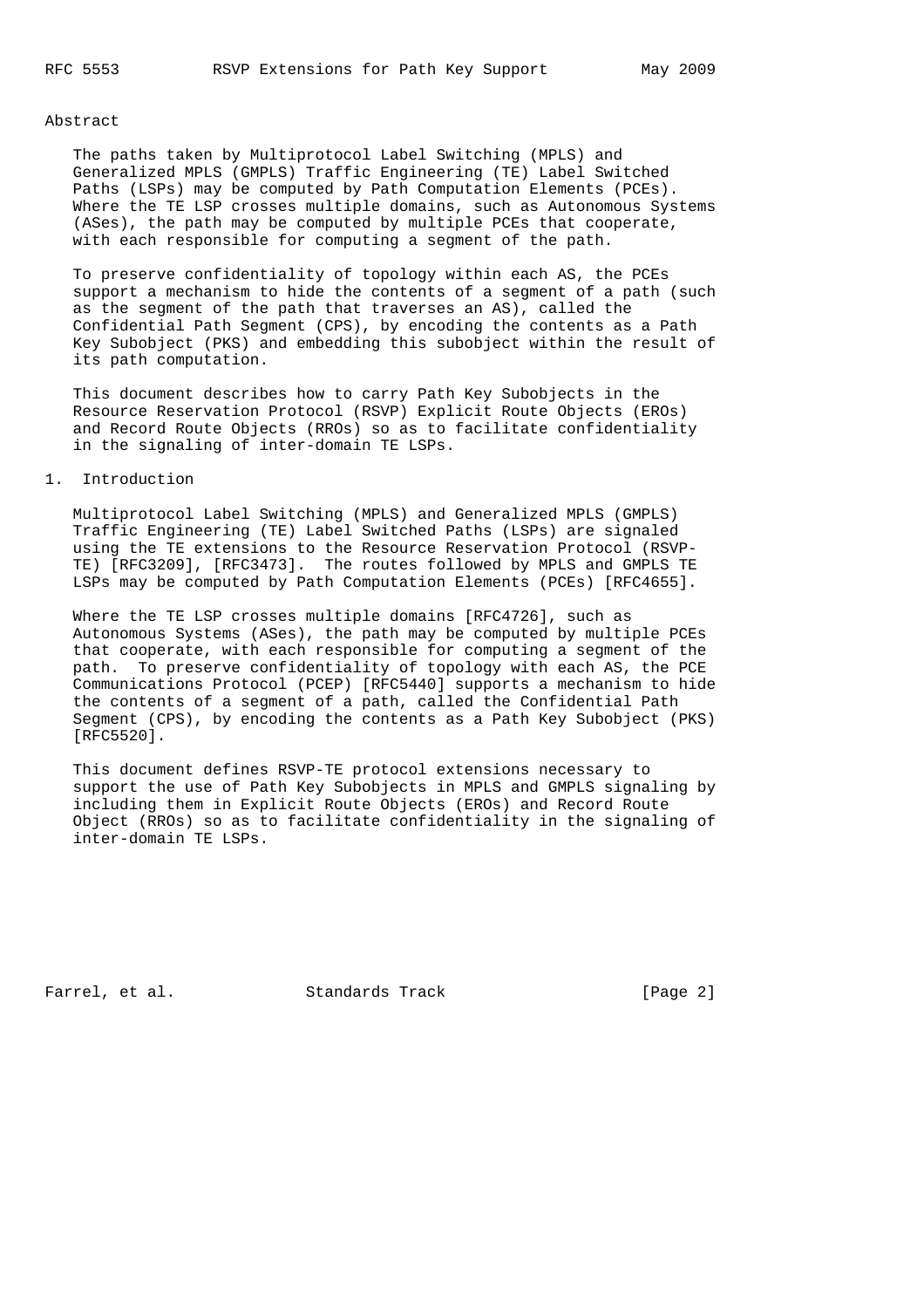## Abstract

The paths taken by Multiprotocol Label Switching (MPLS) and Generalized MPLS (GMPLS) Traffic Engineering (TE) Label Switched Paths (LSPs) may be computed by Path Computation Elements (PCEs). Where the TE LSP crosses multiple domains, such as Autonomous Systems (ASes), the path may be computed by multiple PCEs that cooperate, with each responsible for computing a segment of the path.

To preserve confidentiality of topology within each AS, the PCEs support a mechanism to hide the contents of a segment of a path (such as the segment of the path that traverses an AS), called the Confidential Path Segment (CPS), by encoding the contents as a Path Key Subobject (PKS) and embedding this subobject within the result of its path computation.

This document describes how to carry Path Key Subobjects in the Resource Reservation Protocol (RSVP) Explicit Route Objects (EROs) and Record Route Objects (RROs) so as to facilitate confidentiality in the signaling of inter-domain TE LSPs.

## 1. Introduction

Multiprotocol Label Switching (MPLS) and Generalized MPLS (GMPLS) Traffic Engineering (TE) Label Switched Paths (LSPs) are signaled using the TE extensions to the Resource Reservation Protocol (RSVP-TE) [RFC3209], [RFC3473]. The routes followed by MPLS and GMPLS TE LSPs may be computed by Path Computation Elements (PCEs) [RFC4655].

Where the TE LSP crosses multiple domains [RFC4726], such as Autonomous Systems (ASes), the path may be computed by multiple PCEs that cooperate, with each responsible for computing a segment of the path. To preserve confidentiality of topology with each AS, the PCE Communications Protocol (PCEP) [RFC5440] supports a mechanism to hide the contents of a segment of a path, called the Confidential Path Segment (CPS), by encoding the contents as a Path Key Subobject (PKS) [RFC5520].

This document defines RSVP-TE protocol extensions necessary to support the use of Path Key Subobjects in MPLS and GMPLS signaling by including them in Explicit Route Objects (EROs) and Record Route Object (RROs) so as to facilitate confidentiality in the signaling of inter-domain TE LSPs.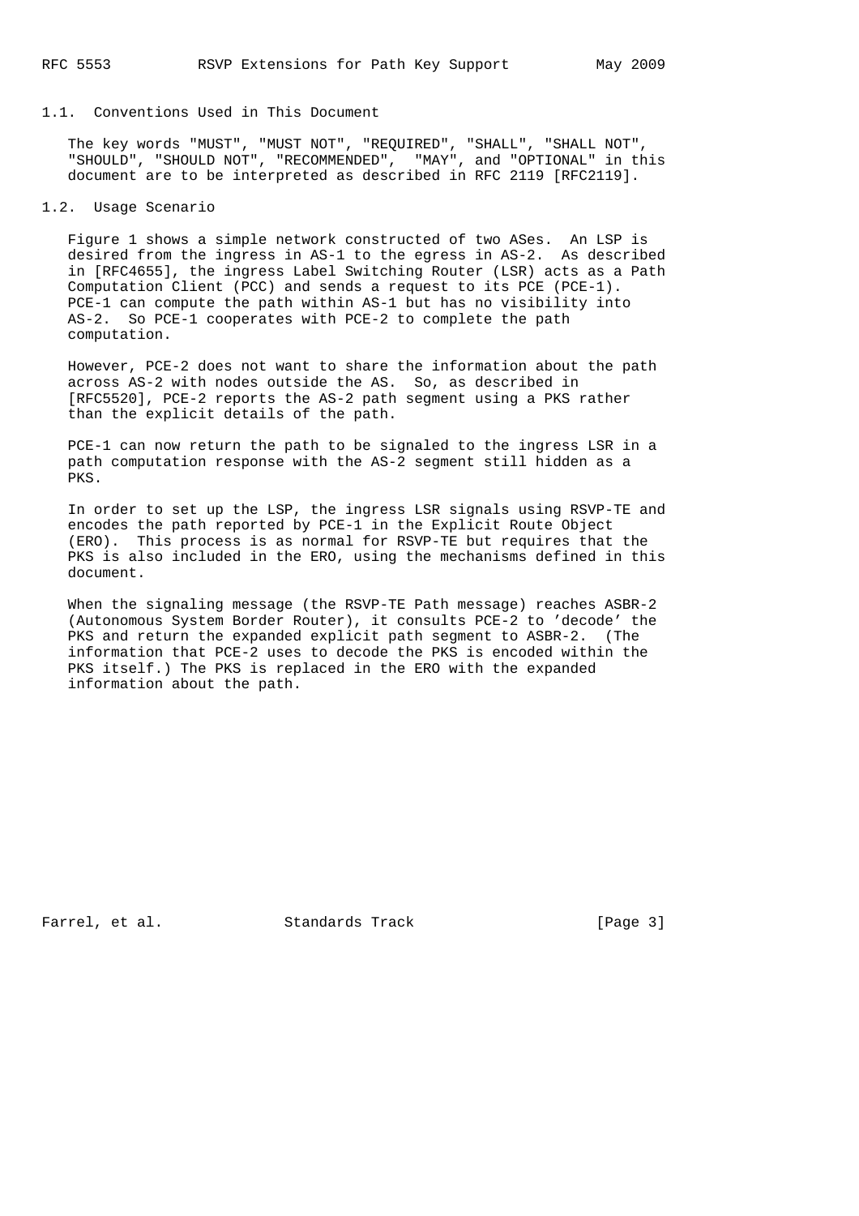### 1.1. Conventions Used in This Document

The key words "MUST", "MUST NOT", "REQUIRED", "SHALL", "SHALL NOT", "SHOULD", "SHOULD NOT", "RECOMMENDED", "MAY", and "OPTIONAL" in this document are to be interpreted as described in RFC 2119 [RFC2119].

### 1.2. Usage Scenario

Figure 1 shows a simple network constructed of two ASes. An LSP is desired from the ingress in AS-1 to the egress in AS-2. As described in [RFC4655], the ingress Label Switching Router (LSR) acts as a Path Computation Client (PCC) and sends a request to its PCE (PCE-1). PCE-1 can compute the path within AS-1 but has no visibility into AS-2. So PCE-1 cooperates with PCE-2 to complete the path computation.

However, PCE-2 does not want to share the information about the path across AS-2 with nodes outside the AS. So, as described in [RFC5520], PCE-2 reports the AS-2 path segment using a PKS rather than the explicit details of the path.

PCE-1 can now return the path to be signaled to the ingress LSR in a path computation response with the AS-2 segment still hidden as a PKS.

In order to set up the LSP, the ingress LSR signals using RSVP-TE and encodes the path reported by PCE-1 in the Explicit Route Object (ERO). This process is as normal for RSVP-TE but requires that the PKS is also included in the ERO, using the mechanisms defined in this document.

When the signaling message (the RSVP-TE Path message) reaches ASBR-2 (Autonomous System Border Router), it consults PCE-2 to 'decode' the PKS and return the expanded explicit path segment to ASBR-2. (The information that PCE-2 uses to decode the PKS is encoded within the PKS itself.) The PKS is replaced in the ERO with the expanded information about the path.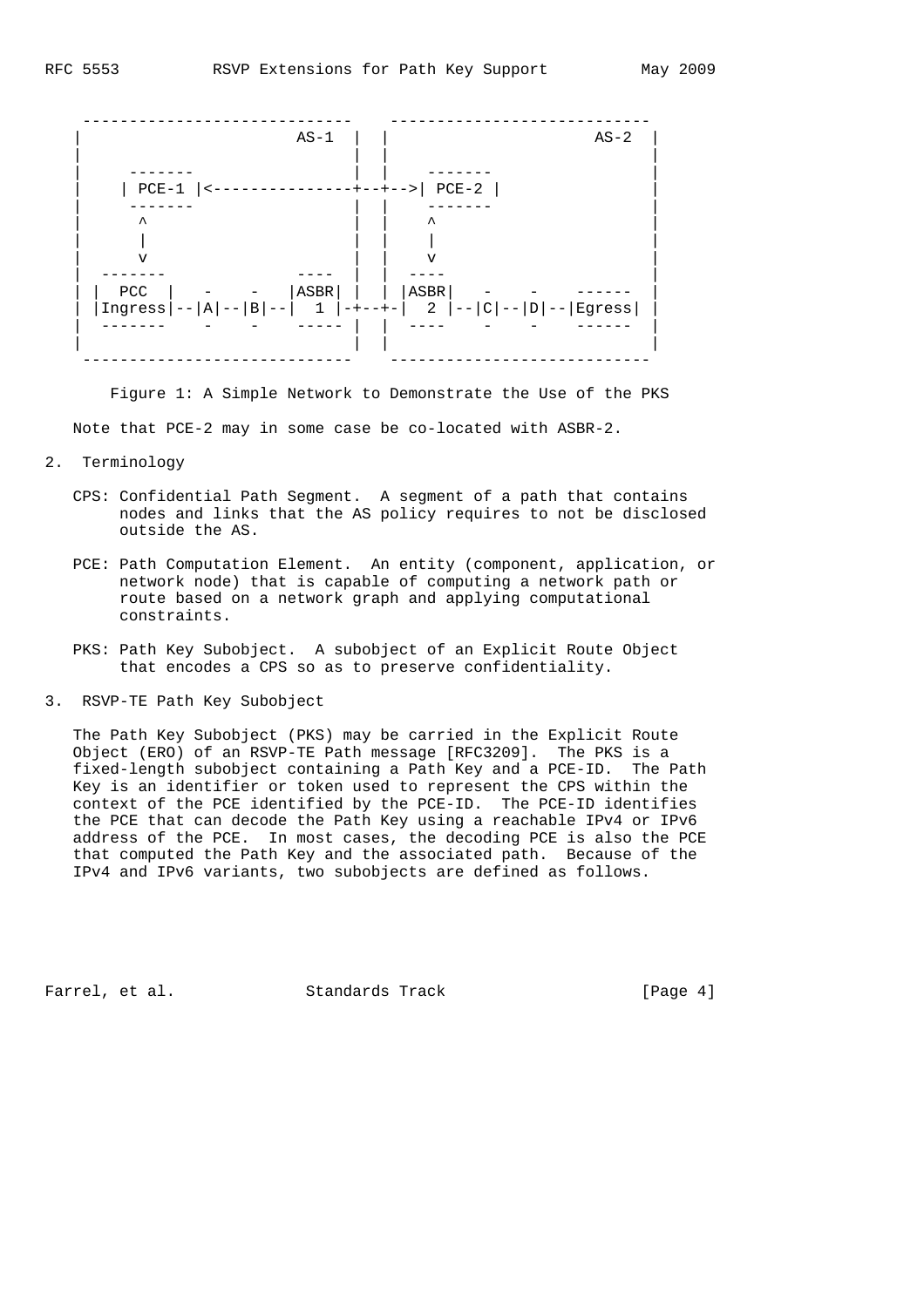```
 -----------------------------    ----------------------------
|                      AS-1  |  |                     AS-2  |
|                            |  |                           |
|     -------                |  |    -------                |
|    | PCE-1 |<--------------+--+-->| PCE-2 |               |
|     -------                |  |    -------                |
|       ^                    |  |      ^                    |
|       |                    |  |      |                    |
|       v                    |  |      v                    |
|  -------              ---- |  |  ----                     |
| |  PCC  |   -    -   |ASBR| |  | |ASBR|   -    -   ------ |
| |Ingress|--|A|--|B|--|  1 |-+--+-|  2 |--|C|--|D|--|Egress| |
|  -------    -    -   ----- |  |  ----    -    -    ------ |
|                            |  |                           |
 -----------------------------    ----------------------------
```

Figure 1: A Simple Network to Demonstrate the Use of the PKS

Note that PCE-2 may in some case be co-located with ASBR-2.

## 2. Terminology

CPS: Confidential Path Segment. A segment of a path that contains nodes and links that the AS policy requires to not be disclosed outside the AS.

PCE: Path Computation Element. An entity (component, application, or network node) that is capable of computing a network path or route based on a network graph and applying computational constraints.

PKS: Path Key Subobject. A subobject of an Explicit Route Object that encodes a CPS so as to preserve confidentiality.

## 3. RSVP-TE Path Key Subobject

The Path Key Subobject (PKS) may be carried in the Explicit Route Object (ERO) of an RSVP-TE Path message [RFC3209]. The PKS is a fixed-length subobject containing a Path Key and a PCE-ID. The Path Key is an identifier or token used to represent the CPS within the context of the PCE identified by the PCE-ID. The PCE-ID identifies the PCE that can decode the Path Key using a reachable IPv4 or IPv6 address of the PCE. In most cases, the decoding PCE is also the PCE that computed the Path Key and the associated path. Because of the IPv4 and IPv6 variants, two subobjects are defined as follows.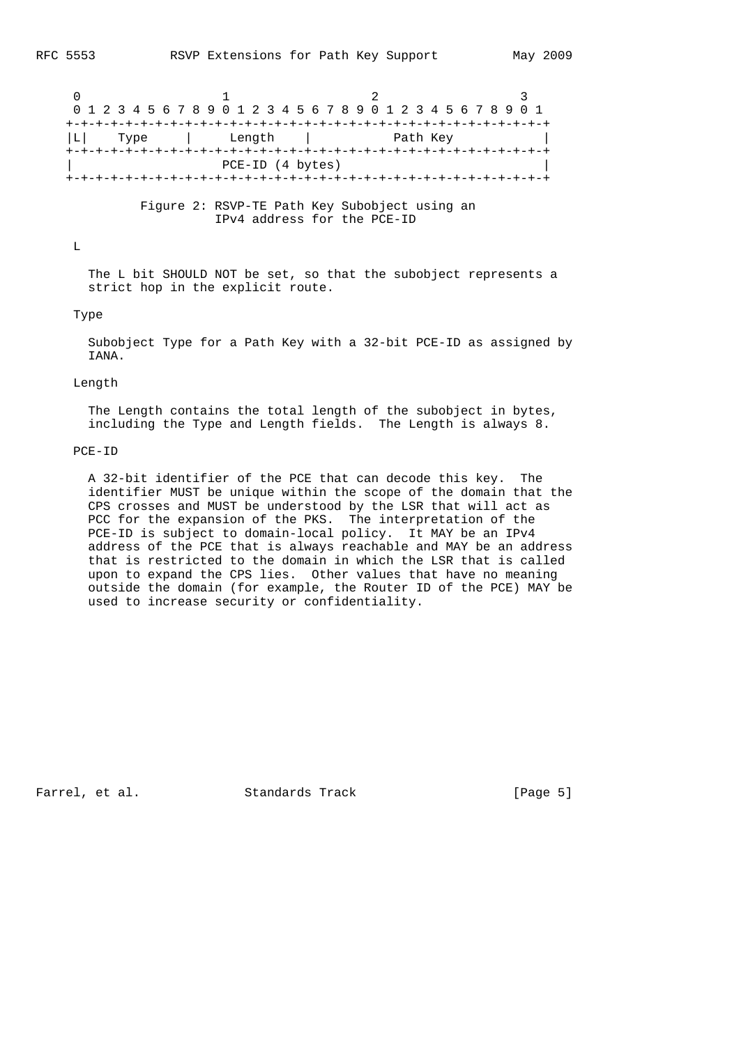```
    0                   1                   2                   3
    0 1 2 3 4 5 6 7 8 9 0 1 2 3 4 5 6 7 8 9 0 1 2 3 4 5 6 7 8 9 0 1
   +-+-+-+-+-+-+-+-+-+-+-+-+-+-+-+-+-+-+-+-+-+-+-+-+-+-+-+-+-+-+-+-+
   |L|    Type     |     Length    |           Path Key            |
   +-+-+-+-+-+-+-+-+-+-+-+-+-+-+-+-+-+-+-+-+-+-+-+-+-+-+-+-+-+-+-+-+
   |                      PCE-ID (4 bytes)                         |
   +-+-+-+-+-+-+-+-+-+-+-+-+-+-+-+-+-+-+-+-+-+-+-+-+-+-+-+-+-+-+-+-+
```

Figure 2: RSVP-TE Path Key Subobject using an IPv4 address for the PCE-ID

L

The L bit SHOULD NOT be set, so that the subobject represents a strict hop in the explicit route.

Type

Subobject Type for a Path Key with a 32-bit PCE-ID as assigned by IANA.

Length

The Length contains the total length of the subobject in bytes, including the Type and Length fields. The Length is always 8.

PCE-ID

A 32-bit identifier of the PCE that can decode this key. The identifier MUST be unique within the scope of the domain that the CPS crosses and MUST be understood by the LSR that will act as PCC for the expansion of the PKS. The interpretation of the PCE-ID is subject to domain-local policy. It MAY be an IPv4 address of the PCE that is always reachable and MAY be an address that is restricted to the domain in which the LSR that is called upon to expand the CPS lies. Other values that have no meaning outside the domain (for example, the Router ID of the PCE) MAY be used to increase security or confidentiality.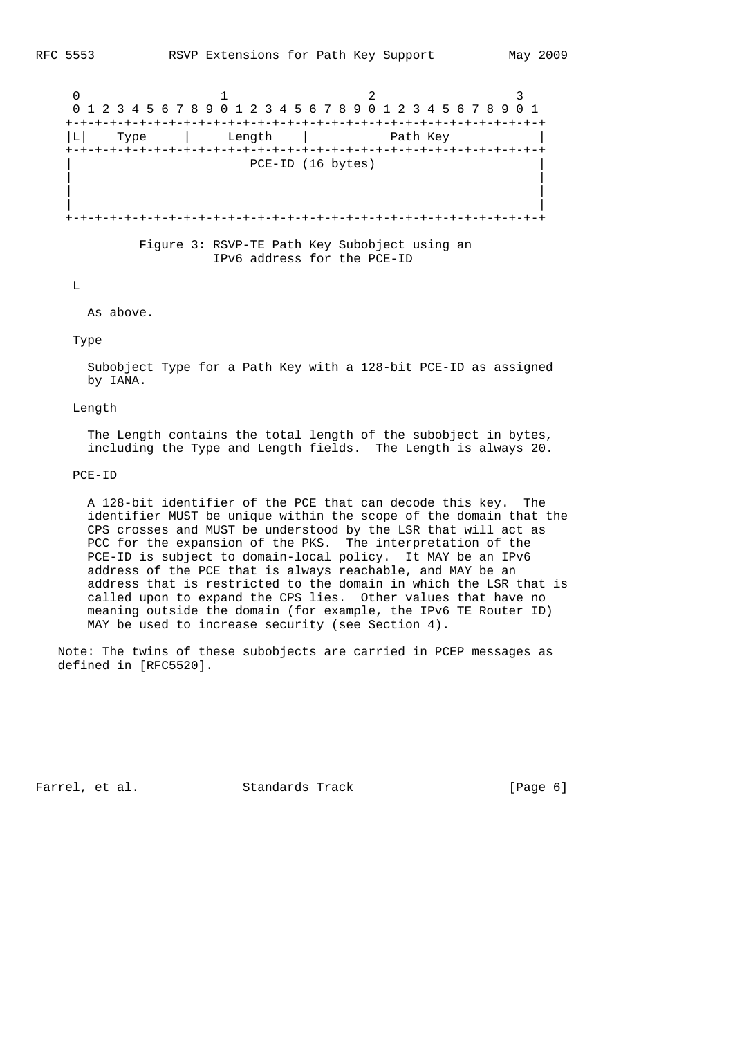```
 0                   1                   2                   3
 0 1 2 3 4 5 6 7 8 9 0 1 2 3 4 5 6 7 8 9 0 1 2 3 4 5 6 7 8 9 0 1
+-+-+-+-+-+-+-+-+-+-+-+-+-+-+-+-+-+-+-+-+-+-+-+-+-+-+-+-+-+-+-+-+
|L|    Type     |     Length    |           Path Key            |
+-+-+-+-+-+-+-+-+-+-+-+-+-+-+-+-+-+-+-+-+-+-+-+-+-+-+-+-+-+-+-+-+
|                         PCE-ID (16 bytes)                     |
|                                                               |
|                                                               |
|                                                               |
+-+-+-+-+-+-+-+-+-+-+-+-+-+-+-+-+-+-+-+-+-+-+-+-+-+-+-+-+-+-+-+-+
```

Figure 3: RSVP-TE Path Key Subobject using an IPv6 address for the PCE-ID

L

As above.

Type

Subobject Type for a Path Key with a 128-bit PCE-ID as assigned by IANA.

Length

The Length contains the total length of the subobject in bytes, including the Type and Length fields. The Length is always 20.

PCE-ID

A 128-bit identifier of the PCE that can decode this key. The identifier MUST be unique within the scope of the domain that the CPS crosses and MUST be understood by the LSR that will act as PCC for the expansion of the PKS. The interpretation of the PCE-ID is subject to domain-local policy. It MAY be an IPv6 address of the PCE that is always reachable, and MAY be an address that is restricted to the domain in which the LSR that is called upon to expand the CPS lies. Other values that have no meaning outside the domain (for example, the IPv6 TE Router ID) MAY be used to increase security (see Section 4).

Note: The twins of these subobjects are carried in PCEP messages as defined in [RFC5520].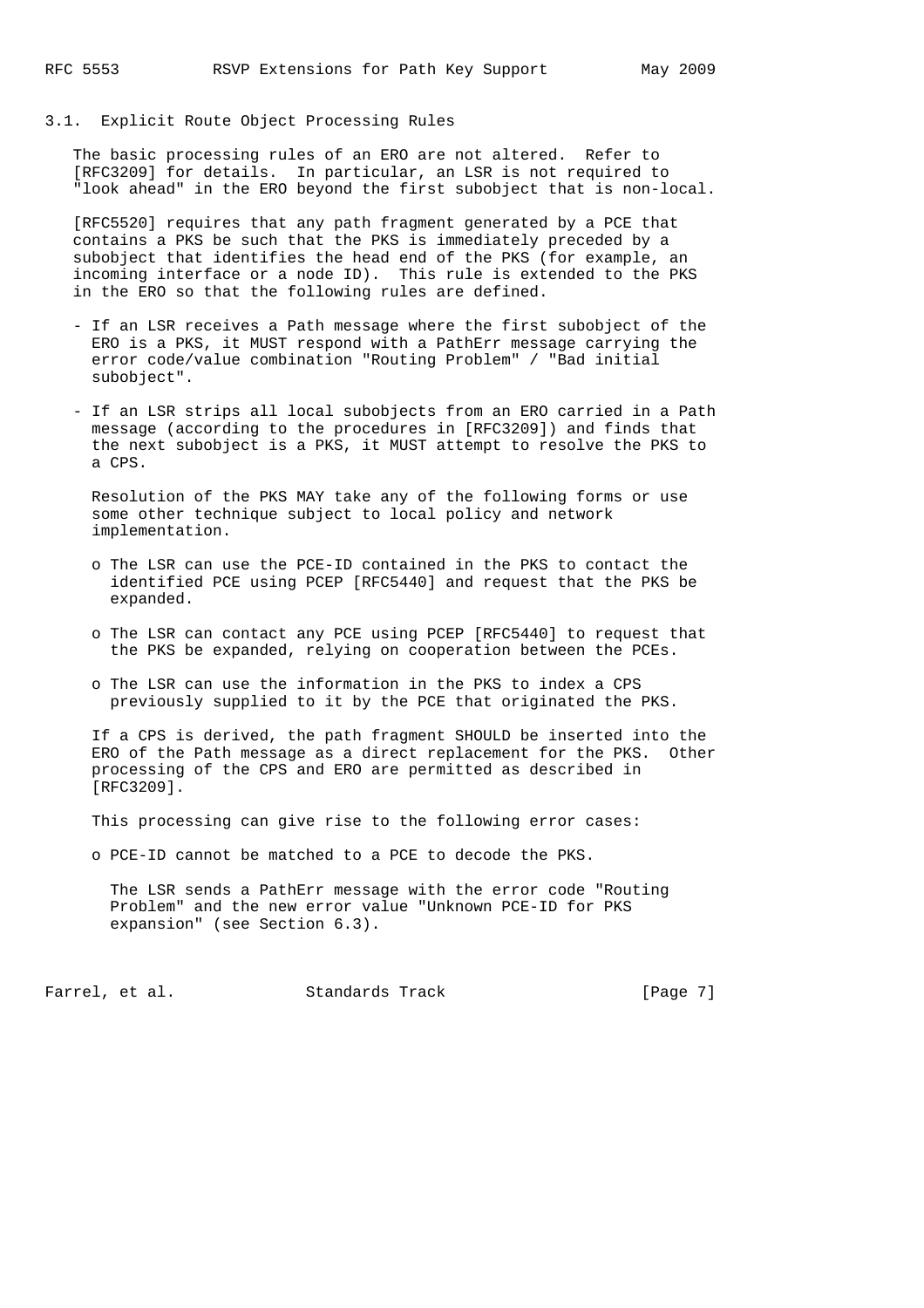### 3.1. Explicit Route Object Processing Rules

The basic processing rules of an ERO are not altered. Refer to [RFC3209] for details. In particular, an LSR is not required to "look ahead" in the ERO beyond the first subobject that is non-local.

[RFC5520] requires that any path fragment generated by a PCE that contains a PKS be such that the PKS is immediately preceded by a subobject that identifies the head end of the PKS (for example, an incoming interface or a node ID). This rule is extended to the PKS in the ERO so that the following rules are defined.

- If an LSR receives a Path message where the first subobject of the ERO is a PKS, it MUST respond with a PathErr message carrying the error code/value combination "Routing Problem" / "Bad initial subobject".

- If an LSR strips all local subobjects from an ERO carried in a Path message (according to the procedures in [RFC3209]) and finds that the next subobject is a PKS, it MUST attempt to resolve the PKS to a CPS.

  Resolution of the PKS MAY take any of the following forms or use some other technique subject to local policy and network implementation.

  - The LSR can use the PCE-ID contained in the PKS to contact the identified PCE using PCEP [RFC5440] and request that the PKS be expanded.

  - The LSR can contact any PCE using PCEP [RFC5440] to request that the PKS be expanded, relying on cooperation between the PCEs.

  - The LSR can use the information in the PKS to index a CPS previously supplied to it by the PCE that originated the PKS.

  If a CPS is derived, the path fragment SHOULD be inserted into the ERO of the Path message as a direct replacement for the PKS. Other processing of the CPS and ERO are permitted as described in [RFC3209].

  This processing can give rise to the following error cases:

  - PCE-ID cannot be matched to a PCE to decode the PKS.

    The LSR sends a PathErr message with the error code "Routing Problem" and the new error value "Unknown PCE-ID for PKS expansion" (see Section 6.3).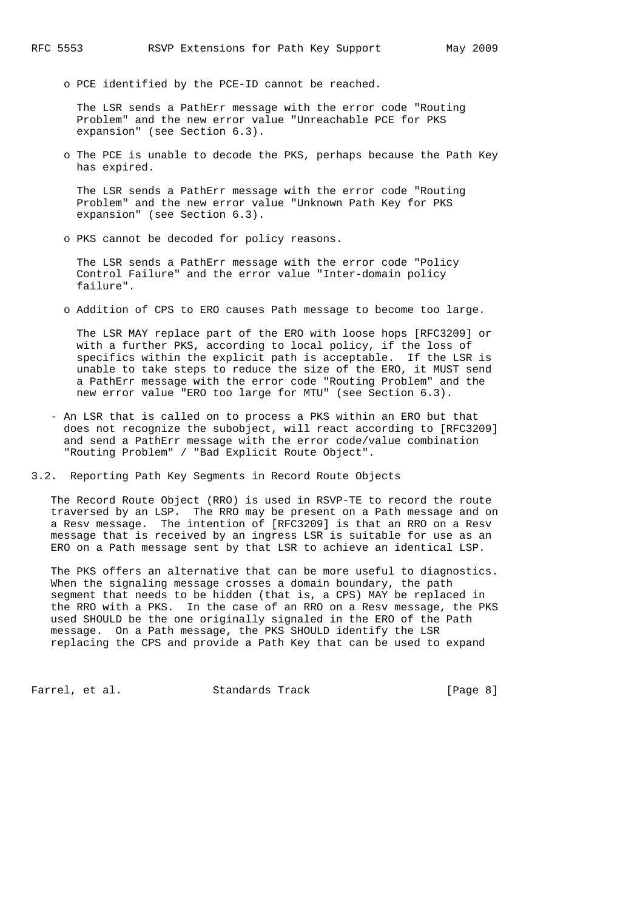- PCE identified by the PCE-ID cannot be reached.

  The LSR sends a PathErr message with the error code "Routing Problem" and the new error value "Unreachable PCE for PKS expansion" (see Section 6.3).

- The PCE is unable to decode the PKS, perhaps because the Path Key has expired.

  The LSR sends a PathErr message with the error code "Routing Problem" and the new error value "Unknown Path Key for PKS expansion" (see Section 6.3).

- PKS cannot be decoded for policy reasons.

  The LSR sends a PathErr message with the error code "Policy Control Failure" and the error value "Inter-domain policy failure".

- Addition of CPS to ERO causes Path message to become too large.

  The LSR MAY replace part of the ERO with loose hops [RFC3209] or with a further PKS, according to local policy, if the loss of specifics within the explicit path is acceptable. If the LSR is unable to take steps to reduce the size of the ERO, it MUST send a PathErr message with the error code "Routing Problem" and the new error value "ERO too large for MTU" (see Section 6.3).

- An LSR that is called on to process a PKS within an ERO but that does not recognize the subobject, will react according to [RFC3209] and send a PathErr message with the error code/value combination "Routing Problem" / "Bad Explicit Route Object".

## 3.2. Reporting Path Key Segments in Record Route Objects

The Record Route Object (RRO) is used in RSVP-TE to record the route traversed by an LSP. The RRO may be present on a Path message and on a Resv message. The intention of [RFC3209] is that an RRO on a Resv message that is received by an ingress LSR is suitable for use as an ERO on a Path message sent by that LSR to achieve an identical LSP.

The PKS offers an alternative that can be more useful to diagnostics. When the signaling message crosses a domain boundary, the path segment that needs to be hidden (that is, a CPS) MAY be replaced in the RRO with a PKS. In the case of an RRO on a Resv message, the PKS used SHOULD be the one originally signaled in the ERO of the Path message. On a Path message, the PKS SHOULD identify the LSR replacing the CPS and provide a Path Key that can be used to expand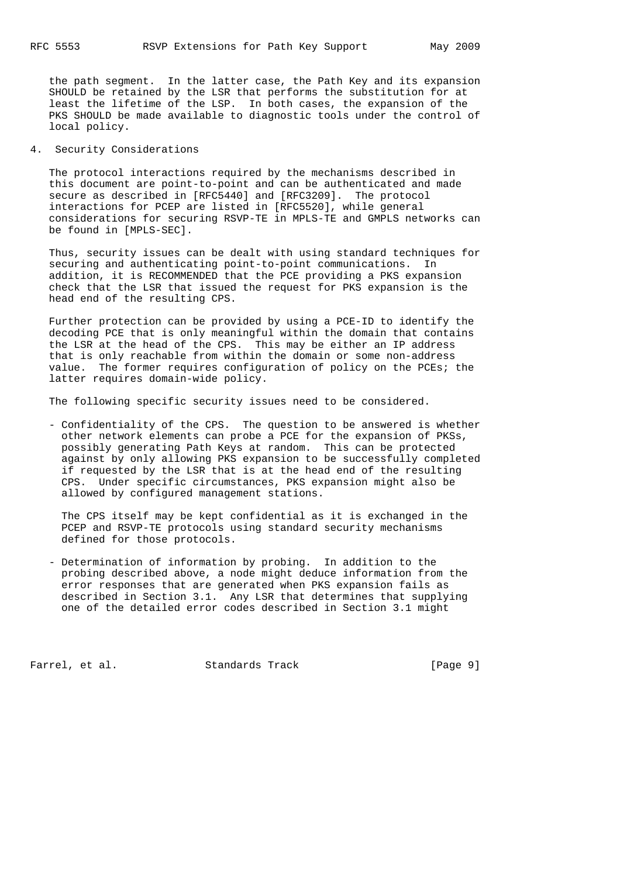the path segment. In the latter case, the Path Key and its expansion SHOULD be retained by the LSR that performs the substitution for at least the lifetime of the LSP. In both cases, the expansion of the PKS SHOULD be made available to diagnostic tools under the control of local policy.

## 4. Security Considerations

The protocol interactions required by the mechanisms described in this document are point-to-point and can be authenticated and made secure as described in [RFC5440] and [RFC3209]. The protocol interactions for PCEP are listed in [RFC5520], while general considerations for securing RSVP-TE in MPLS-TE and GMPLS networks can be found in [MPLS-SEC].

Thus, security issues can be dealt with using standard techniques for securing and authenticating point-to-point communications. In addition, it is RECOMMENDED that the PCE providing a PKS expansion check that the LSR that issued the request for PKS expansion is the head end of the resulting CPS.

Further protection can be provided by using a PCE-ID to identify the decoding PCE that is only meaningful within the domain that contains the LSR at the head of the CPS. This may be either an IP address that is only reachable from within the domain or some non-address value. The former requires configuration of policy on the PCEs; the latter requires domain-wide policy.

The following specific security issues need to be considered.

- Confidentiality of the CPS. The question to be answered is whether other network elements can probe a PCE for the expansion of PKSs, possibly generating Path Keys at random. This can be protected against by only allowing PKS expansion to be successfully completed if requested by the LSR that is at the head end of the resulting CPS. Under specific circumstances, PKS expansion might also be allowed by configured management stations.

  The CPS itself may be kept confidential as it is exchanged in the PCEP and RSVP-TE protocols using standard security mechanisms defined for those protocols.

- Determination of information by probing. In addition to the probing described above, a node might deduce information from the error responses that are generated when PKS expansion fails as described in Section 3.1. Any LSR that determines that supplying one of the detailed error codes described in Section 3.1 might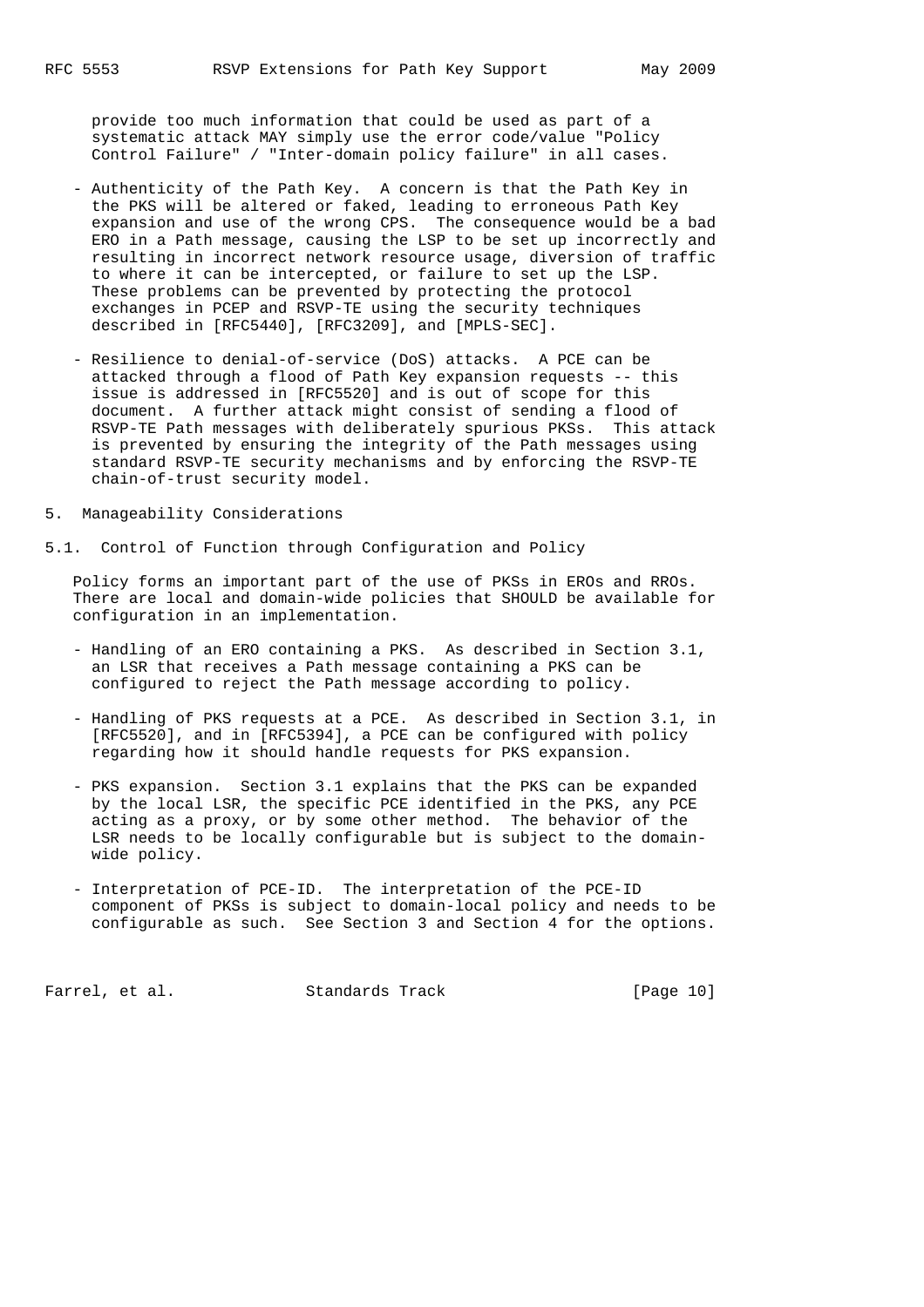provide too much information that could be used as part of a systematic attack MAY simply use the error code/value "Policy Control Failure" / "Inter-domain policy failure" in all cases.

- Authenticity of the Path Key. A concern is that the Path Key in the PKS will be altered or faked, leading to erroneous Path Key expansion and use of the wrong CPS. The consequence would be a bad ERO in a Path message, causing the LSP to be set up incorrectly and resulting in incorrect network resource usage, diversion of traffic to where it can be intercepted, or failure to set up the LSP. These problems can be prevented by protecting the protocol exchanges in PCEP and RSVP-TE using the security techniques described in [RFC5440], [RFC3209], and [MPLS-SEC].

- Resilience to denial-of-service (DoS) attacks. A PCE can be attacked through a flood of Path Key expansion requests -- this issue is addressed in [RFC5520] and is out of scope for this document. A further attack might consist of sending a flood of RSVP-TE Path messages with deliberately spurious PKSs. This attack is prevented by ensuring the integrity of the Path messages using standard RSVP-TE security mechanisms and by enforcing the RSVP-TE chain-of-trust security model.

## 5. Manageability Considerations

### 5.1. Control of Function through Configuration and Policy

Policy forms an important part of the use of PKSs in EROs and RROs. There are local and domain-wide policies that SHOULD be available for configuration in an implementation.

- Handling of an ERO containing a PKS. As described in Section 3.1, an LSR that receives a Path message containing a PKS can be configured to reject the Path message according to policy.

- Handling of PKS requests at a PCE. As described in Section 3.1, in [RFC5520], and in [RFC5394], a PCE can be configured with policy regarding how it should handle requests for PKS expansion.

- PKS expansion. Section 3.1 explains that the PKS can be expanded by the local LSR, the specific PCE identified in the PKS, any PCE acting as a proxy, or by some other method. The behavior of the LSR needs to be locally configurable but is subject to the domain-wide policy.

- Interpretation of PCE-ID. The interpretation of the PCE-ID component of PKSs is subject to domain-local policy and needs to be configurable as such. See Section 3 and Section 4 for the options.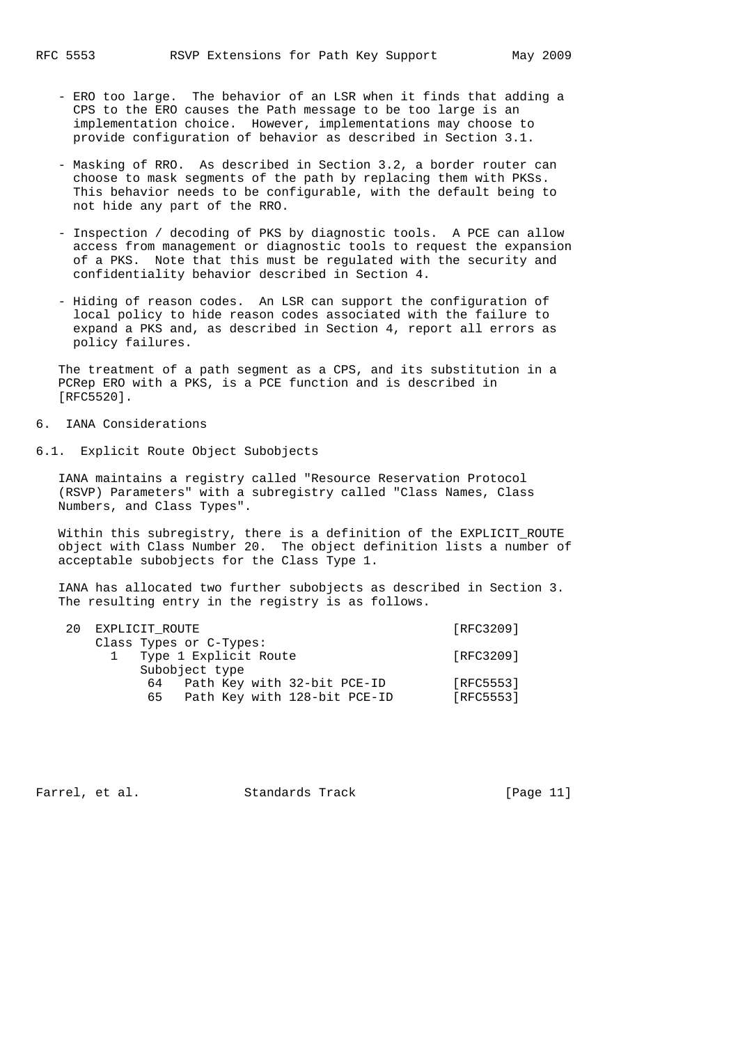- ERO too large. The behavior of an LSR when it finds that adding a CPS to the ERO causes the Path message to be too large is an implementation choice. However, implementations may choose to provide configuration of behavior as described in Section 3.1.

- Masking of RRO. As described in Section 3.2, a border router can choose to mask segments of the path by replacing them with PKSs. This behavior needs to be configurable, with the default being to not hide any part of the RRO.

- Inspection / decoding of PKS by diagnostic tools. A PCE can allow access from management or diagnostic tools to request the expansion of a PKS. Note that this must be regulated with the security and confidentiality behavior described in Section 4.

- Hiding of reason codes. An LSR can support the configuration of local policy to hide reason codes associated with the failure to expand a PKS and, as described in Section 4, report all errors as policy failures.

The treatment of a path segment as a CPS, and its substitution in a PCRep ERO with a PKS, is a PCE function and is described in [RFC5520].

# 6. IANA Considerations

## 6.1. Explicit Route Object Subobjects

IANA maintains a registry called "Resource Reservation Protocol (RSVP) Parameters" with a subregistry called "Class Names, Class Numbers, and Class Types".

Within this subregistry, there is a definition of the EXPLICIT_ROUTE object with Class Number 20. The object definition lists a number of acceptable subobjects for the Class Type 1.

IANA has allocated two further subobjects as described in Section 3. The resulting entry in the registry is as follows.

```
 20  EXPLICIT_ROUTE                                  [RFC3209]
     Class Types or C-Types:
       1   Type 1 Explicit Route                     [RFC3209]
           Subobject type
            64   Path Key with 32-bit PCE-ID         [RFC5553]
            65   Path Key with 128-bit PCE-ID        [RFC5553]
```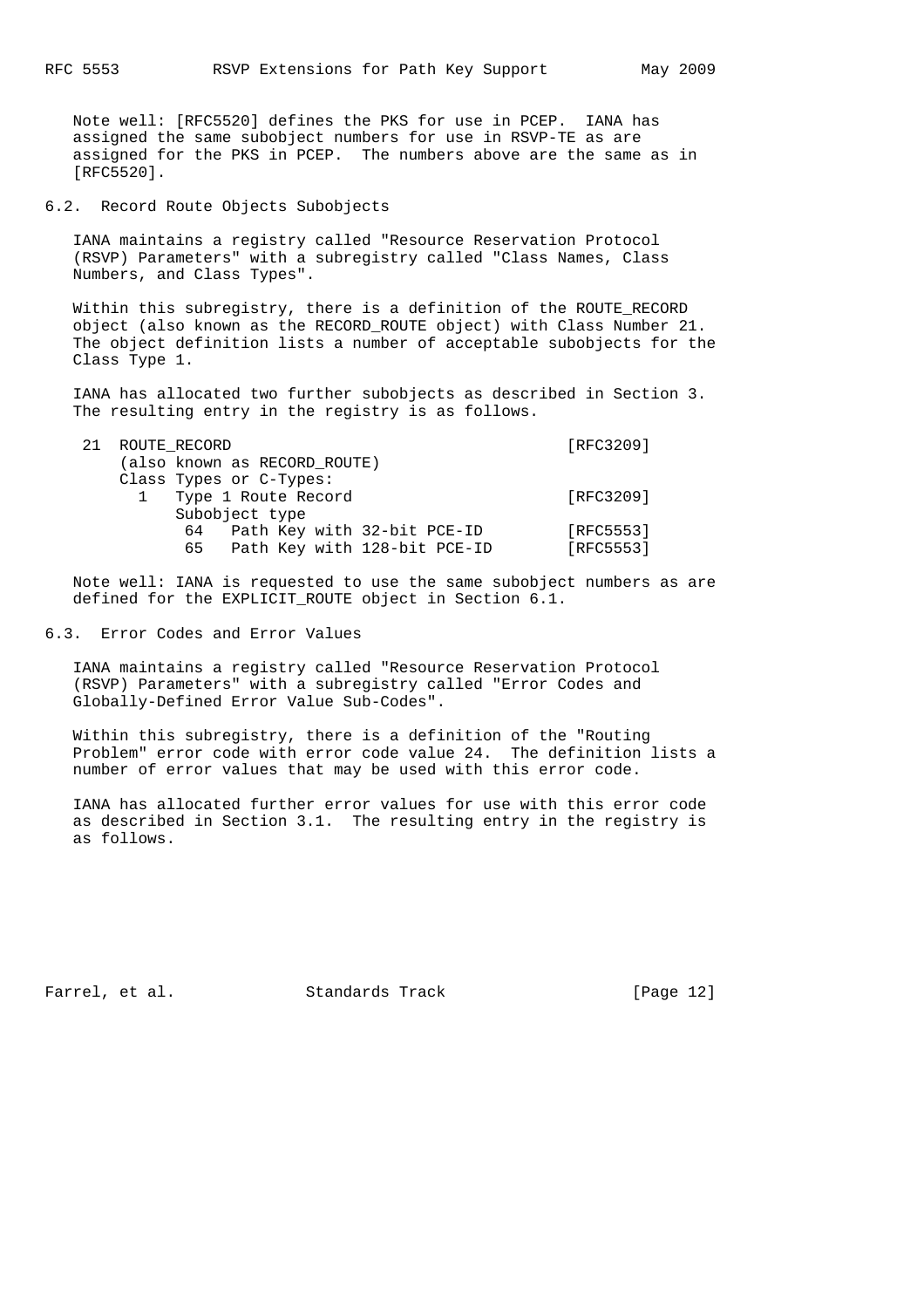Note well: [RFC5520] defines the PKS for use in PCEP. IANA has assigned the same subobject numbers for use in RSVP-TE as are assigned for the PKS in PCEP. The numbers above are the same as in [RFC5520].

### 6.2. Record Route Objects Subobjects

IANA maintains a registry called "Resource Reservation Protocol (RSVP) Parameters" with a subregistry called "Class Names, Class Numbers, and Class Types".

Within this subregistry, there is a definition of the ROUTE_RECORD object (also known as the RECORD_ROUTE object) with Class Number 21. The object definition lists a number of acceptable subobjects for the Class Type 1.

IANA has allocated two further subobjects as described in Section 3. The resulting entry in the registry is as follows.

```
 21  ROUTE_RECORD                                     [RFC3209]
     (also known as RECORD_ROUTE)
     Class Types or C-Types:
       1   Type 1 Route Record                        [RFC3209]
           Subobject type
            64   Path Key with 32-bit PCE-ID          [RFC5553]
            65   Path Key with 128-bit PCE-ID         [RFC5553]
```

Note well: IANA is requested to use the same subobject numbers as are defined for the EXPLICIT_ROUTE object in Section 6.1.

### 6.3. Error Codes and Error Values

IANA maintains a registry called "Resource Reservation Protocol (RSVP) Parameters" with a subregistry called "Error Codes and Globally-Defined Error Value Sub-Codes".

Within this subregistry, there is a definition of the "Routing Problem" error code with error code value 24. The definition lists a number of error values that may be used with this error code.

IANA has allocated further error values for use with this error code as described in Section 3.1. The resulting entry in the registry is as follows.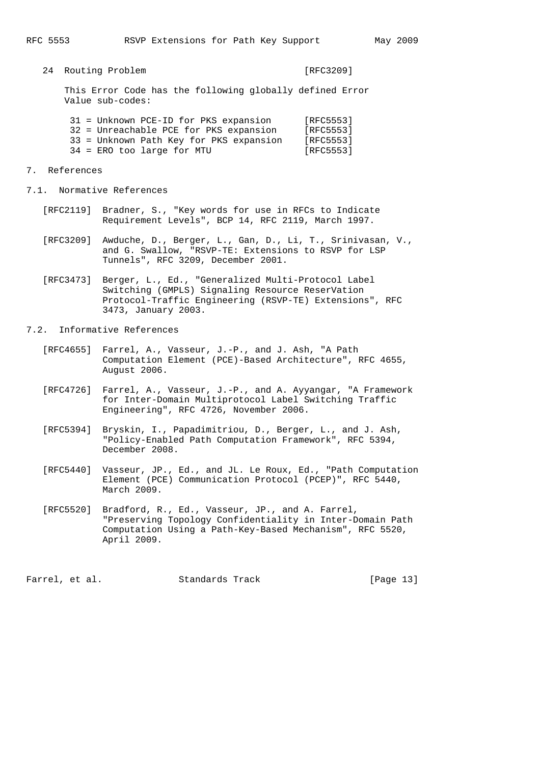24 Routing Problem [RFC3209]

This Error Code has the following globally defined Error Value sub-codes:

```
31 = Unknown PCE-ID for PKS expansion      [RFC5553]
32 = Unreachable PCE for PKS expansion     [RFC5553]
33 = Unknown Path Key for PKS expansion    [RFC5553]
34 = ERO too large for MTU                 [RFC5553]
```

## 7. References

### 7.1. Normative References

[RFC2119] Bradner, S., "Key words for use in RFCs to Indicate Requirement Levels", BCP 14, RFC 2119, March 1997.

[RFC3209] Awduche, D., Berger, L., Gan, D., Li, T., Srinivasan, V., and G. Swallow, "RSVP-TE: Extensions to RSVP for LSP Tunnels", RFC 3209, December 2001.

[RFC3473] Berger, L., Ed., "Generalized Multi-Protocol Label Switching (GMPLS) Signaling Resource ReserVation Protocol-Traffic Engineering (RSVP-TE) Extensions", RFC 3473, January 2003.

### 7.2. Informative References

[RFC4655] Farrel, A., Vasseur, J.-P., and J. Ash, "A Path Computation Element (PCE)-Based Architecture", RFC 4655, August 2006.

[RFC4726] Farrel, A., Vasseur, J.-P., and A. Ayyangar, "A Framework for Inter-Domain Multiprotocol Label Switching Traffic Engineering", RFC 4726, November 2006.

[RFC5394] Bryskin, I., Papadimitriou, D., Berger, L., and J. Ash, "Policy-Enabled Path Computation Framework", RFC 5394, December 2008.

[RFC5440] Vasseur, JP., Ed., and JL. Le Roux, Ed., "Path Computation Element (PCE) Communication Protocol (PCEP)", RFC 5440, March 2009.

[RFC5520] Bradford, R., Ed., Vasseur, JP., and A. Farrel, "Preserving Topology Confidentiality in Inter-Domain Path Computation Using a Path-Key-Based Mechanism", RFC 5520, April 2009.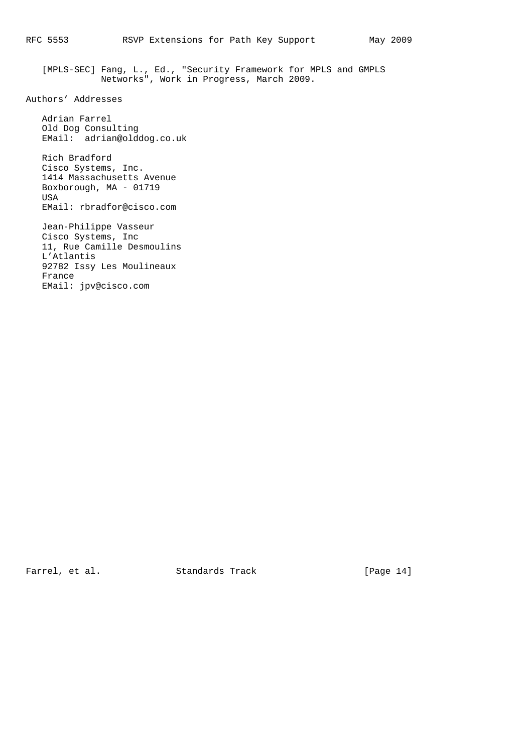[MPLS-SEC] Fang, L., Ed., "Security Framework for MPLS and GMPLS Networks", Work in Progress, March 2009.

## Authors' Addresses

Adrian Farrel
Old Dog Consulting
EMail: adrian@olddog.co.uk

Rich Bradford
Cisco Systems, Inc.
1414 Massachusetts Avenue
Boxborough, MA - 01719
USA
EMail: rbradfor@cisco.com

Jean-Philippe Vasseur
Cisco Systems, Inc
11, Rue Camille Desmoulins
L'Atlantis
92782 Issy Les Moulineaux
France
EMail: jpv@cisco.com